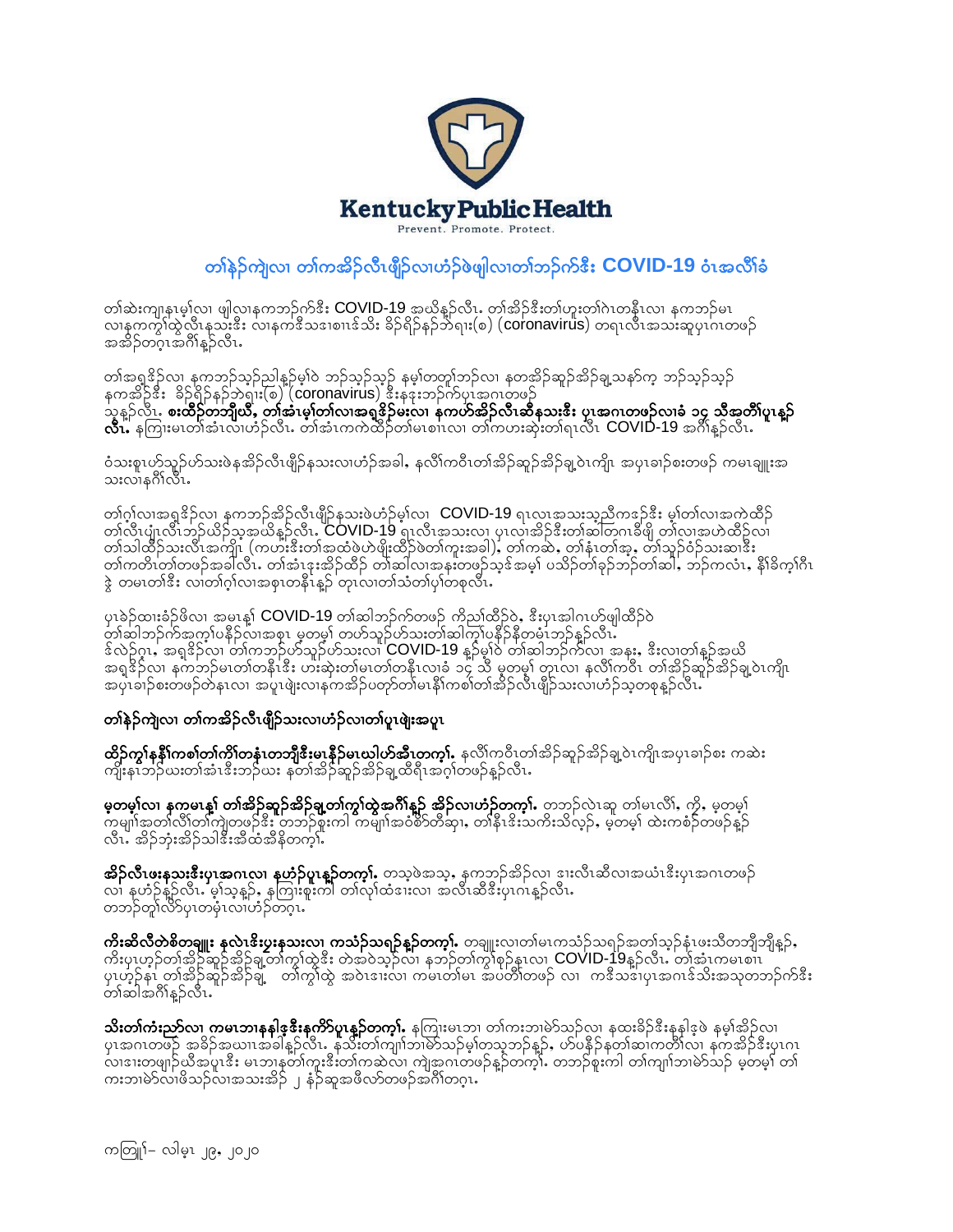**Kentucky Public Health**

Prevent. Promote. Protect.

## တၢ်နဲဉ်ကျဲလၢ တၢ်ကအိဉ်လီၤဖျိဉ်လၢဟံဉ်ဖဲဖျါလၢတၢ်ဘဉ်က်ဒီး COVID-19 ဝံၤအလီၢ်ခံ

တၢ်ဆဲးကျၢနၤမ့ၢ်လၢ ဖျါလၢနကဘဉ်က်ဒီး COVID-19 အယိန့ၣ်လီၤ. တၢ်အိဉ်ဒီးတၢ်ဟူးတၢ်ဂဲၤတနီၤလၢ နကဘဉ်မၤလၢနကကွၢ်ထွဲလီၤနသးဒီး လၢနကဒီသဒၢစၢၤဒ်သိး ခိဉ်ရိဉ်နဉ်ဘဲရၤး(စ) (coronavirus) တရၤလီၤအသးဆူပှၤဂၤတဖဉ်အအိဉ်တဂ့ၤအဂီၢ်န့ၣ်လီၤ.

တၢ်အရှၤဒိဉ်လၢ နကဘဉ်သ့ဉ်ညါနၣ်မ့ၢ်ဝဲ ဘဉ်သ့ဉ်သ့ဉ် နမ့ၢ်တတူၢ်ဘဉ်လၢ နတအိဉ်ဆူဉ်အိဉ်ချ့သနာ်က့ ဘဉ်သ့ဉ်သ့ဉ် နကအိဉ်ဒီး ခိဉ်ရိဉ်နဉ်ဘဲရၤး(စ) (coronavirus) ဒီးနဒုးဘဉ်က်ပှၤအဂၤတဖဉ်သ့န့ၣ်လီၤ. **စးထိဉ်တဘျီယီ, တၢ်အံၤမ့ၢ်တၢ်လၢအရှၤဒိဉ်မးလၢ နကဟ်အိဉ်လီၤဆီနသးဒီး ပှၤအဂၤတဖဉ်လၢခံ ၁၄ သီအတီၢ်ပူၤန့ၣ်လီၤ.** နကြၢးမၤတၢ်အံၤလၢဟံဉ်လီၤ. တၢ်အံၤကကဲထိဉ်တၢ်မၤစၢၤလၢ တၢ်ကဟးဆုံးတၢ်ရၤလီၤ COVID-19 အဂီၢ်န့ၣ်လီၤ.

ဝံသးစူၤဟ်သူဉ်ဟ်သးဖဲနအိဉ်လီၤဖျိဉ်နသးလၢဟံဉ်အခါ, နလီၢ်ကဝီၤတၢ်အိဉ်ဆူဉ်အိဉ်ချ့ဝဲၤကျိၤ အပှၤခၢဉ်စးတဖဉ် ကမၤချူးအသးလၢနဂီၢ်လီၤ.

တၢ်ဂ့ၢ်လၢအရှၤဒိဉ်လၢ နကဘဉ်အိဉ်လီၤဖျိဉ်နသးဖဲဟံဉ်မ့ၢ်လၢ COVID-19 ရၤလၢအသးသ့သီကဒံဉ်ဒီး မ့ၢ်တၢ်လၢအကဲထိဉ်တၢ်လီၤပျံၤလီၤဘဉ်ယိဉ်သ့အယိန့ၣ်လီၤ. COVID-19 ရၤလီၤအသးလၢ ပှၤလၢအိဉ်ဒီးတၢ်ဆါတဂၤခီဖျိ တၢ်လၢအဟဲထိဉ်လၢတၢ်သါထိဉ်သးလီၤအကျိၤ (ကဟးဒီးတၢ်အထံဖဲဟဲဖျိးထိဉ်ဖဲတၢ်ကူးအခါ), တၢ်ကဆဲ, တၢ်နံၤတၢ်အူ, တၢ်သူဉ်ဝံဉ်သးဆၢဒီး တၢ်ကတိၤတၢ်တဖဉ်အခါလီၤ. တၢ်အံၤဒုးအိဉ်ထိဉ် တၢ်ဆါလၢအနးတဖဉ်သ့ဒ်အမ့ၢ် ပသိဉ်တၢ်ခုဉ်ဘဉ်တၢ်ဆါ, ဘဉ်ကလံၤ, နီၢ်ခိက့ၢ်ဂီၤ ဒွဲ တမၤတၢ်ဒီး လၢတၢ်ဂ့ၢ်လၢအရှၤတနီၤန့ၣ် တုၤလၢတၢ်သံတၢ်ပှၢ်တစုလီၤ.

ပှၤခဲဉ်ထၢးခံဉ်ဖိလၢ အမၤန့ၢ် COVID-19 တၢ်ဆါဘဉ်က်တဖဉ် ကိညၢ်ထိဉ်ဝဲ, ဒီးပှၤအါဂၤဟ်ဖျါထိဉ်ဝဲ တၢ်ဆါဘဉ်က်အက့ၢ်ပနီဉ်လၢအစုၤ မ့တမ့ၢ် တဟ်သူဉ်ဟ်သးတၢ်ဆါက့ၢ်ပနီဉ်နီတမံၤဘဉ်န့ၣ်လီၤ. ဒ်လဲဉ်ဂူၤ, အရှၤဒိဉ်လၢ တၢ်ကဘဉ်ဟ်သူဉ်ဟ်သးလၢ COVID-19 န့ၣ်မ့ၢ်ဝဲ တၢ်ဆါဘဉ်က်လၢ အနး, ဒီးလၢတၢ်နၣ်အယိ အရှၤဒိဉ်လၢ နကဘဉ်မၤတၢ်တနီၤဒီး ဟးဆုံးတၢ်မၤတၢ်တနီၤလၢခံ ၁၄ သီ မ့တမ့ၢ် တုၤလၢ နလီၢ်ကဝီၤ တၢ်အိဉ်ဆူဉ်အိဉ်ချ့ဝဲၤကျိၤအပှၤခၢဉ်စးတဖဉ်တဲနၤလၢ အပူၤဖျဲးလၢနကအိဉ်ပတုာ်တၢ်မၤနီၢ်ကစၢ်တၢ်အိဉ်လီၤဖျိဉ်သးလၢဟံဉ်သ့တစုန့ၣ်လီၤ.

### တၢ်နဲဉ်ကျဲလၢ တၢ်ကအိဉ်လီၤဖျိဉ်သးလၢဟံဉ်လၢတၢ်ပူၤဖျဲးအပူၤ

**ထိဉ်ကွၢ်နနီၢ်ကစၢ်တၢ်ကိၢ်တနံၤတဘျီဒီးမၤနီဉ်မၤယါဟ်အီၤတက့ၢ်.** နလီၢ်ကဝီၤတၢ်အိဉ်ဆူဉ်အိဉ်ချ့ဝဲၤကျိၤအပှၤခၢဉ်စး ကဆဲးကျၢနၤဘဉ်ယးတၢ်အံၤဒီးဘဉ်ယး နတၢ်အိဉ်ဆူဉ်အိဉ်ချ့ထီရီၤအဂ့ၢ်တဖဉ်န့ၣ်လီၤ.

**မ့တမ့ၢ်လၢ နကမၤန့ၢ် တၢ်အိဉ်ဆူဉ်အိဉ်ချ့တၢ်ကွၢ်ထွဲအဂီၢ်န့ၣ် အိဉ်လၢဟံဉ်တက့ၢ်.** တဘဉ်လဲၤဆူ တၢ်မၤလိၢ်, ကို, မ့တမ့ၢ် ကမျၢ်အတၢ်လီၢ်တၢ်ကျဲတဖဉ်ဒီး တဘဉ်စူးကါ ကမျၢ်အစဲစိာ်တီဆှၢ, တၢ်နီၤဒံးသကဲးသီလ့ဉ်, မ့တမ့ၢ် ထဲးကစံဉ်တဖဉ်န့ၣ်လီၤ. အိဉ်ဘုံးအိဉ်သါဒီးအီထံအါနိတက့ၢ်.

**အိဉ်လီၤဖးနသးဒီးပှၤအဂၤလၢ နဟံဉ်ပူၤန့ၣ်တက့ၢ်.** တသ့ဖဲအသ့, နကဘဉ်အိဉ်လၢ ဒၢးလီၤဆီလၢအယံၤဒီးပှၤအဂၤတဖဉ်လၢ နဟံဉ်န့ၣ်လီၤ. မ့ၢ်သ့န့ၣ်, နကြၢးစူးကါ တၢ်လုၢ်ထံဒၢးလၢ အလီၤဆီဒီးပှၤဂၤန့ၣ်လီၤ. တဘဉ်တူၢ်လိာ်ပှၤတမံၤလၢဟံဉ်တဂ့ၤ.

**ကီးဆိလီတဲစိတချူး နလဲၤဒီးပှၤနသးလၢ ကသံဉ်သရၣ်န့ၣ်တက့ၢ်.** တချူးလၢတၢ်မၤကသံဉ်သရၣ်အတၢ်သ့ဉ်နံၤဖးသီတဘျီဘျီန့ၣ်, ကီးပှၤဟ့ဉ်တၢ်အိဉ်ဆူဉ်အိဉ်ချ့တၢ်ကွၢ်ထွဲဒီး တဲအဝဲသ့ဉ်လၢ နဘဉ်တၢ်ကွၢ်စံဉ်နၤလၢ COVID-19န့ၣ်လီၤ. တၢ်အံၤကမၤစၢၤပှၤဟ့ဉ်နၤ တၢ်အိဉ်ဆူဉ်အိဉ်ချ့ တၢ်ကွၢ်ထွဲ အဝဲဒၢးလၢ ကမၤတၢ်မၤ အပတိၢ်တဖဉ် လၢ ကဒီသဒၢပှၤအဂၤဒ်သိးအသုတဘဉ်က်ဒီးတၢ်ဆါအဂီၢ်န့ၣ်လီၤ.

**သိးတၢ်ကးညာ်လၢ ကမၤဘၢနနါဒ့ဒီးနကိာ်ပူၤန့ၣ်တက့ၢ်.** နကြၢးမၤဘၢ တၢ်ကးဘၢမဲာ်သဉ်လၢ နထးခိဉ်ဒီးနနါဒ့ဖဲ နမ့ၢ်အိဉ်လၢ ပှၤအဂၤတဖဉ် အခိဉ်အယၢၤအခါန့ၣ်လီၤ. နသိးတၢ်ကျၢၢ်ဘၢမဲာ်သဉ်မ့ၢ်တသ့ဘဉ်နဉ်, ဟ်ပနီဉ်နတၢ်ဆါကတီၢ်လၢ နကအိဉ်ဒီးပှၤဂၤလၢဒၢးတဖျၢဉ်ယီအပူၤဒီး မၤဘၢနတၢ်ကူးဒီးတၢ်ကဆဲလၢ ကျဲအဂၤတဖဉ်န့ၣ်တက့ၢ်. တဘဉ်စူးကါ တၢ်ကျၢၢ်ဘၢမဲာ်သဉ် မ့တမ့ၢ် တၢ်ကးဘၢမဲာ်လၢဖိသဉ်လၢအသးအိဉ် ၂ နံဉ်ဆူအဖီလာ်တဖဉ်အဂီၢ်တဂ့ၤ.

ကတြူၢ်– လါမ့ၤ ၂၉, ၂၀၂၀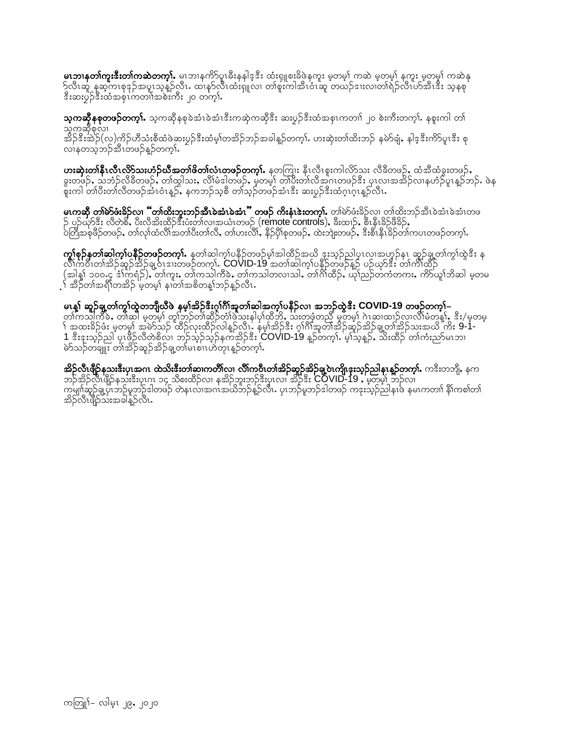**မၤဘၢနတၢ်ကူးဒီးတၢ်ကဆဲတက့ၢ်.** မၤဘၢနကိာ်ပူၤဒီးနနါဒ့ဒီး ထံးရှူးခိဖဲနကူး မ့တမ့ၢ် ကဆဲ မ့တမ့ၢ် နကူး မ့တမ့ၢ် ကဆဲန ၁်လီၤဆူ နဆ့ကၤစုဒၣ်အပူၤသ့နၣ်လီၤ. ထၢနၥ်လီၤထံးရှူလၢ တၢ်စူးကါအီၤဝံၤဆူ တဃၣ်ဒၢးလၢတၢ်ရဲၣ်လီၤပာ်အီၤဒီး သ့နစု ဒီးဆးပှၣ်ဒီးထံအစုၤကတၢၢ်အစဲးကီး ၂၀ တက့ၢ်.

**သ့ကဆိုနစုတဖၣ်တက့ၢ်.** သ့ကဆိုနစုခဲအံၤခဲအံၤဒီးကဆဲ့ကဆိုဒီး ဆးပှၣ်ဒီးထံအစုၤကတၢၢ် ၂၀ စဲးကီးတက့ၢ်. နစူးကါ တၢ်သ့ကဆိုစုလၢ အိၣ်ဒီးအဲၣ်(လ)ကိၣ်ဟီသံးစီထံဖဲဆးပှၣ်ဒီးထံမ့ၢ်တအိၣ်ဘၣ်အခါနၣ်တက့ၢ်. ဟးဆုံးတၢ်ထိးဘၣ် နမဲာ်ချံ, နါဒ့ဒီးကိာ်ပူၤဒီး စုလၢနတသ့ဘၣ်အီၤတဖၣ်နၣ်တက့ၢ်.

**ဟးဆုံးတၢ်နီၤလီၤလိာ်သးဟံၣ်ဃီအတၢ်ဖိတၢ်လံၤတဖၣ်တက့ၢ်.** နတကြၢး နီၤလီၤစူးကါလိာ်သး လီခီတဖၣ်, ထံအီထံခွးတဖၣ်, ခွးတဖၣ်, သဘံၣ်လီခီတဖၣ်, တၢ်ထွါသး, လီၢ်မံဒါတဖၣ်, မ့တမ့ၢ် တၢ်ပီးတၢ်လီအဂၤတဖၣ်ဒီး ပှၤလၢအအိၣ်လၢနဟံၣ်ပူၤနၣ်ဘၣ်. ဖဲန စူးကါ တၢ်ပီးတၢ်လီတဖၣ်အံၤဝံၤနၣ်, နကဘၣ်သ့စီ တၢ်သ့ၣ်တဖၣ်အံၤဒီး ဆးပှၣ်ဒီးထံဂ့ၤဂ့ၤနၣ်လီၤ.

**မၤကဆို တၢ်မဲာ်ဖံးခိၣ်လၢ "တၢ်ထိးဘူးဘၣ်အီၤခဲအံၤခဲအံၤ" တဖၣ် ကီးနံးဒဲးတက့ၢ်.** တၢ်မဲာ်ဖံးခိၣ်လၢ တၢ်ထိးဘၣ်အီၤခဲအံၤခဲအံၤတဖ ၣ် ပဉ်ယုာ်ဒီး လီတဲစိ, ပီးလီအီးထိၣ်ဒီးပံးတၢ်လၢအယံၤတဖၣ် (remote controls), ခီးထၢဉ်, စီၤနီၤခိၣ်ဖိခိၣ်, ဝဲတြီအစုဖိၣ်တဖၣ်, တၢ်လုၢ်ထံလီၢ်အတၢ်ပီးတၢ်လီ, တၢ်ဟးလီၢ်, နိၣ်ပှိၢ်စုတဖၣ်, ထဲးဘျဲးတဖၣ်, ဒီးစီၤနီၤခိၣ်တၢ်ကပၤတဖၣ်တက့ၢ်.

**ကွၢ်စှၣ်နတၢ်ဆါကဲ့ၢ်ပနိၣ်တဖၣ်တက့ၢ်.** နတၢ်ဆါကဲ့ၢ်ပနိၣ်တဖၣ်မ့ၢ်အါထိၣ်အဃိ ဒုးသ့ၣ်ညါပှၤလၢအဟ့ၣ်နၤ ဆူၣ်ချ့တၢ်ကွၢ်ထွဲဒီး နလိၢ်ကဝီၤတၢ်အိၣ်ဆူၣ်အိၣ်ချ့ဝဲၤဒၢးတဖၣ်တက့ၢ်. COVID-19 အတၢ်ဆါကဲ့ၢ်ပနိၣ်တဖၣ်နၣ် ပဉ်ယုာ်ဒီး တၢ်ကိၢ်ထိၣ် (အါန့ၢ် ၁၀၀.၄ ဒံၢ်ကရံၣ်), တၢ်ကူး, တၢ်ကသါကီခဲ, တၢ်ကသါတလၢသါ, တၢ်ဂိၢ်ထိၣ်, ယုၢ်ညဉ်တကံတကး, ကိာ်ယူၢ်ဘိဆါ မ့တမ့ၢ် အိၣ်တၢ်အရီၢ်တအိၣ် မ့တမ့ၢ် နၢတၢ်အစိတန့ၢ်ဘၣ်နၣ်လီၤ.

**မၤန့ၢ် ဆူၣ်ချ့တၢ်ကွၢ်ထွဲတဘျီယီဖဲ နမ့ၢ်အိၣ်ဒီးဂ့ၢ်ဂီၢ်အူတၢ်ဆါအကဲ့ၢ်ပနိၣ်လၢ အဘၣ်ထွဲဒီး COVID-19 တဖၣ်တက့ၢ်–** တၢ်ကသါကီခဲ, တၢ်ဆါ မ့တမ့ၢ် တၢ်ဘၣ်တၢ်ဆိၣ်တံၢ်ဖဲသးနါပှၢ်ထီဘိ, သးတဖံးတညီ မ့တမ့ၢ် ဂဲၤဆၢထၢၣ်လၢလီၢ်မံတန့ၢ်, ဒီး/မ့တမ့ၢ် အထးခိၣ်ဖံး မ့တမ့ၢ် အမဲာ်သၣ် ထိၣ်လုးထိၣ်လါနၣ်လီၤ. နမ့ၢ်အိၣ်ဒီး ဂ့ၢ်ဂီၢ်အူတၢ်အိၣ်ဆူၣ်အိၣ်ချ့တၢ်အိၣ်သးအဃိ ကိး 9-1-1 ဒီးဒုးသ့ၣ်ညါ ပှၤဖိၣ်လီတဲစိလၢ ဘၣ်သ့ၣ်သ့ၣ်နကအိၣ်ဒီး COVID-19 နၣ်တက့ၢ်. မ့ၢ်သ့နၣ်, သိးထိၣ် တၢ်ကံးညာ်မၤဘၢမဲာ်သၣ်တချူး တၢ်အိၣ်ဆူၣ်အိၣ်ချ့တၢ်မၤစၢၤဟဲတုၤနၣ်တက့ၢ်.

**အိၣ်လီၤဖှိၣ်နသးဒီးပှၤအဂၤ ထဲသိးဒီးတၢ်ဆၢကတီၢ်လၢ လီၢ်ကဝီၤတၢ်အိၣ်ဆူၣ်အိၣ်ချ့ဝဲၤကိုၤဒုးသ့ၣ်ညါနၤနၣ်တက့ၢ်.** ကဒီးတဘျီ, နကဘၣ်အိၣ်လီၤဖှိၣ်နသးဒီးပှၤဂၤ ၁၄ သီတးထိၣ်လၢ နအိၣ်ဘူးဘၣ်ဒီးပှၤလၢ အိၣ်ဒီး COVID-19 , မ့တမ့ၢ် ဘၣ်လၢ ကမျၢါဆူၣ်ချ့ပှၤဘၣ်မူဘၣ်ဒါတဖၣ် တဲနၤလၢအဂၤအဃိဘၣ်နၣ်လီၤ. ပှၤဘၣ်မူဘၣ်ဒါတဖၣ် ကဒုးသ့ၣ်ညါနၤဖဲ နမၤကတၢၢ် နီၢ်ကစၢ်တၢ် အိၣ်လီၤဖှိၣ်သးအခါနၣ်လီၤ.

ကတြူၢ်– လါမ့ၤ ၂၉, ၂၀၂၀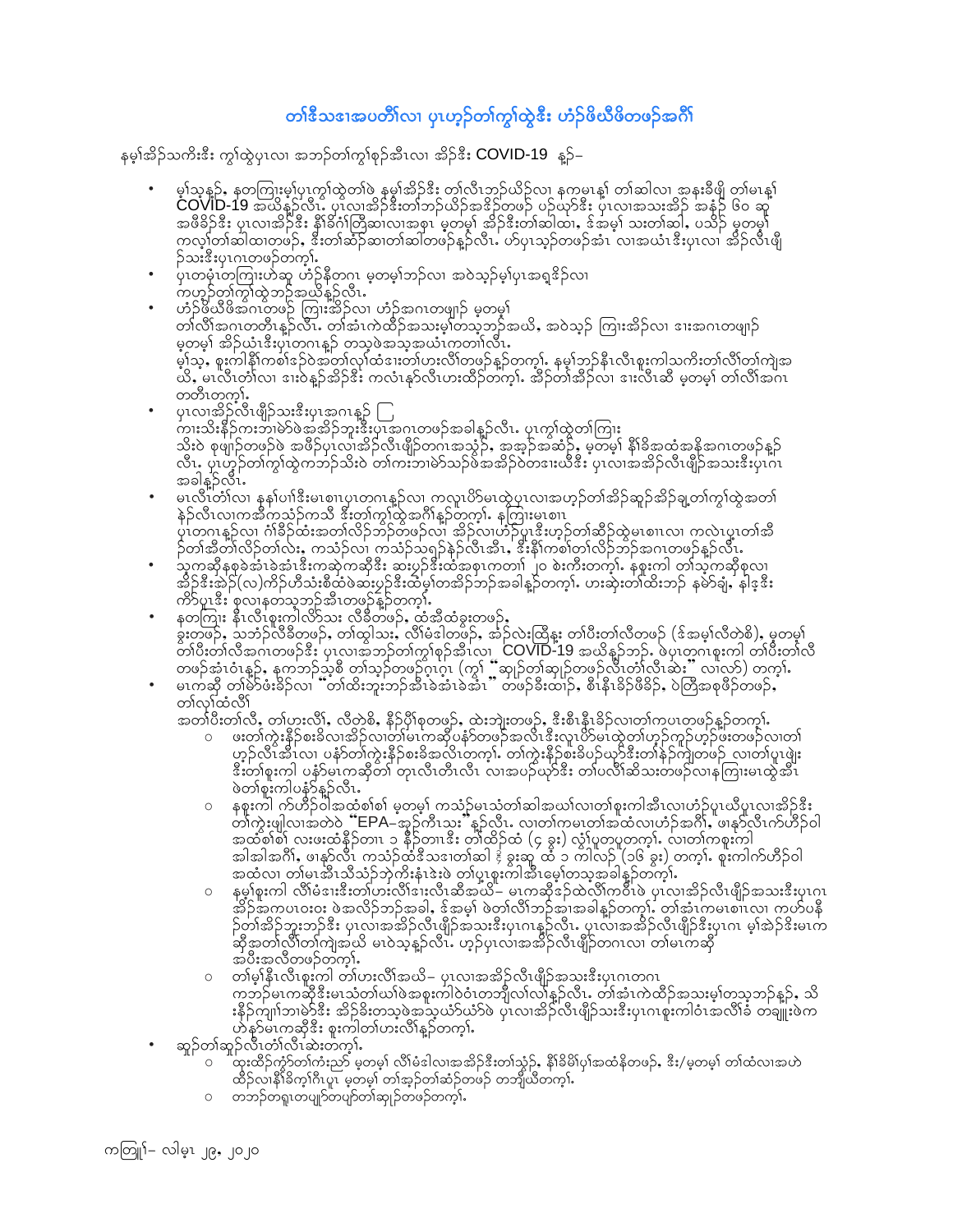## တၢ်ဒီသဒၢအပတီၢ်လၢ ပှၤဟ့ၣ်တၢ်ကွၢ်ထွဲဒီး ဟံၣ်ဖိဃီဖိတဖၣ်အဂီၢ်

နမ့ၢ်အိၣ်သကိးဒီး ကွၢ်ထွဲပှၤလၢ အဘၣ်တၢ်ကွၢ်စုၣ်အီၤလၢ အိၣ်ဒီး COVID-19 န့ၣ်–

- မ့ၢ်သ့နှၣ်, နတကြၢးမ့ၢ်ပှၤကွၢ်ထွဲတၢ်ဖဲ နမ့ၢ်အိၣ်ဒီး တၢ်လီၤဘၣ်ယိၣ်လၢ နကမၤန့ၢ် တၢ်ဆါလၢ အနးခီဖျိ တၢ်မၤန့ၢ် COVID-19 အဃိန့ၣ်လီၤ. ပှၤလၢအိၣ်ဒီးတၢ်ဘၣ်ယိၣ်အဒိၣ်တဖၣ် ပဉ်ယှာ်ဒီး ပှၤလၢအသးအိၣ် အနံၣ် ၆၀ ဆူ အဖီခိၣ်ဒီး ပှၤလၢအိၣ်ဒီး နီၢ်ခိဂံၢ်ကြိဆါလၢအစုၤ မ့တမ့ၢ် အိၣ်ဒီးတၢ်ဆါထၢ, ဒ်အမ့ၢ် သးတၢ်ဆါ, ပသိၣ် မ့တမ့ၢ် ကလ့ၢ်တၢ်ဆါထၢတဖၣ်, ဒီးတၢ်ဆၢ်ဆၢတၢ်ဆါတဖၣ်န့ၣ်လီၤ. ဟ်ပှၤသ့ၣ်တဖၣ်အံၤ လၢအယံၤဒီးပှၤလၢ အိၣ်လီၤဖျိ ၣ်သးဒီးပှၤဂၤတဖၣ်တက့ၢ်.
- ပှၤတမံၤတကြၢးဟဲဆူ ဟံၣ်နီတဂၤ မ့တမ့ၢ်ဘၣ်လၢ အဝဲသ့ၣ်မ့ၢ်ပှၤအရှဒိၣ်လၢ ကဟ့ၣ်တၢ်ကွၢ်ထွဲဘၣ်အဃိန့ၣ်လီၤ.
- ဟံၣ်ဖိဃီဖိအဂၤတဖၣ် ကြၢးအိၣ်လၢ ဟံၣ်အဂၤတဖျၢၣ် မ့တမ့ၢ် တၢ်လီၢ်အဂၤတတီၤနှၣ်လီၤ. တၢ်အံၤကဲထိၣ်အသးမ့ၢ်တသ့ဘၣ်အဃိ, အဝဲသ့ၣ် ကြၢးအိၣ်လၢ ဒၢးအဂၤတဖျၢၣ် မ့တမ့ၢ် အိၣ်ယံၤဒီးပှၤတဂၤနှၣ် တသ့ဖဲအသ့အယံၤကတၢၢ်လီၤ.
  မ့ၢ်သ့, စူးကါနီၢ်ကစၢ်ဒၣ်ဝဲအတၢ်လှၢ်ထံဒၢးတၢ်ဟးလီၢ်တဖၣ်နှၣ်တက့ၢ်. နမ့ၢ်ဘၣ်နီၤလီၤစူးကါသကိးတၢ်လီၢ်တကျဲအဃိ, မၤလီၤတံၢ်လၢ ဒၢးဝဲနှၣ်အိၣ်ဒီး ကလံၤနှာ်လီၤဟးထိၣ်တက့ၢ်. အိၣ်တၢ်အိၣ်လၢ ဒၢးလီၤဆီ မ့တမ့ၢ် တၢ်လီၢ်အဂၤတတီၤတက့ၢ်.
- ပှၤလၢအိၣ်လီၤဖျိၣ်သးဒီးပှၤအဂၤနှၣ် ☐ ကၢးသိးနိၣ်ကးဘၢမဲာ်ဖဲအအိၣ်ဘူးဒီးပှၤအဂၤတဖၣ်အခါနှၣ်လီၤ. ပှၤကွၢ်ထွဲတၢ်ကြၢး သိးဝဲ စဖျၢၣ်တဖၣ်ဖဲ အဖိၣ်ပှၤလၢအိၣ်လီၤဖျိၣ်တဂၤအသ့ၣ်, အအ့ၣ်အဆံၣ်, မ့တမ့ၢ် နီၢ်ခိအထံအနိအဂၤတဖၣ်နှၣ် လီၤ. ပှၤဟ့ၣ်တၢ်ကွၢ်ထွဲကဘၣ်သိးဝဲ တၢ်ကးဘၢမဲာ်သၣ်ဖဲအအိၣ်ဝဲတဒၢးဃီဒီး ပှၤလၢအအိၣ်လီၤဖျိၣ်အသးဒီးပှၤဂၤ အခါနှၣ်လီၤ.
- မၤလီၤတံၢ်လၢ နနၢ်ပၢၢ်ဒီးမၤစၢၤပှၤတဂၤနှၣ်လၢ ကလုၤပိာ်မၤထွဲပှၤလၢအဟ့ၣ်တၢ်အိၣ်ဆူၣ်အိၣ်ချ့တၢ်ကွၢ်ထွဲအတၢ် နဲၣ်လီၤလၢကအိကသံၣ်ကသီ ဒီးတၢ်ကွၢ်ထွဲအဂီၢ်နှၣ်တက့ၢ်. နကြၢးမၤစၢၤ ပှၤတဂၤနှၣ်လၢ ဂံၢ်ခိၣ်ထံးအတၢ်လိၣ်ဘၣ်တဖၣ်လၢ အိၣ်လၢဟံၣ်ပူၤဒီးဟ့ၣ်တၢ်ဆီၣ်ထွဲမၤစၢၤလၢ ကလဲၤပှၤတၢ်အိ ၣ်တၢ်အိတၢ်လိၣ်တၢ်လဲၤ, ကသံၣ်လၢ ကသံၣ်သရၣ်နဲၣ်လီၤအီၤ, ဒီးနီၢ်ကစၢ်တၢ်လိၣ်ဘၣ်အဂၤတဖၣ်နှၣ်လီၤ.
- သ့ကဆိုနစုခဲအံၤခဲအံၤဒီးကဆဲ့ကဆိုဒီး ဆးပှၣ်ဒီးထံအစုၤကတၢၢ် ၂၀ စဲးကီးတက့ၢ်. နစူးကါ တၢ်သ့ကဆိုစုလၢ အိၣ်ဒီးအဲၣ်(လ)ကိၣ်ဟိသံးစီထံဖဲဆးပှၣ်ဒီးထံမ့ၢ်တအိၣ်ဘၣ်အခါနှၣ်တက့ၢ်. ဟးဆုံးတၢ်ထိးဘၣ် နမဲာ်ချံ, နါဒ့ဒီး ကိာ်ပူၤဒီး စုလၢနတသ့ဘၣ်အီၤတဖၣ်နှၣ်တက့ၢ်.
- နတကြၢး နီၤလီၤစူးကါလီာ်သး လီခီတဖၣ်, ထံအီထံခွးတဖၣ်, ခွးတဖၣ်, သဘံၣ်လီခီတဖၣ်, တၢ်ထွါသး, လီၢ်မံဒါတဖၣ်, အံၣ်လဲးထြိနး တၢ်ပီးတၢ်လီတဖၣ် (ဒ်အမ့ၢ်လီတဲစိ), မ့တမ့ၢ် တၢ်ပီးတၢ်လီအဂၤတဖၣ်ဒီး ပှၤလၢအဘၣ်တၢ်ကွၢ်စုၣ်အီၤလၢ COVID-19 အဃိနှၣ်ဘၣ်. ဖဲပှၤတဂၤစူးကါ တၢ်ပီးတၢ်လီ တဖၣ်အံၤဝံၤန့ၣ်, နကဘၣ်သ့စီ တၢ်သ့တဖၣ်ဂ့ၤဂ့ၤ (ကွၢ် "ဆုၣ်တၢ်ဆုၣ်တဖၣ်လီၤတံၢ်လီၤဆဲး" လၢလာ်) တက့ၢ်.
- မၤကဆို တၢ်မဲာ်ဖံးခိၣ်လၢ "တၢ်ထိးဘူးဘၣ်အီၤခဲအံၤခဲအံၤ" တဖၣ်ဒီးထၢၣ်, စီၤနီၤခိၣ်ဖိခိၣ်, ဝဲကြံးအစုဖိၣ်တဖၣ်, တၢ်လှၢ်ထံလီၢ်
  အတၢ်ပီးတၢ်လီ, တၢ်ဟးလီၢ်, လီတဲစိ, နိၣ်ပိါစုတဖၣ်, ထဲးဘျဲးတဖၣ်, ဒီးစီၤနီၤခိၣ်လၢတၢ်ကပၤတဖၣ်နှၣ်တက့ၢ်.
  - ဖးတၢ်ကွဲးနီၣ်စးခိလၢအိၣ်လၢတၢ်မၤကဆိုပန်ၣ်တဖၣ်အလီၤဒီးလူၤပိာ်မၤထွဲတၢ်ဟ့ၣ်ကူၣ်ဟ့ၣ်ဖးတဖၣ်လၢတၢ် ဟ့ၣ်လီၤအီၤလၢ ပန်ၣ်တၢ်ကွဲးနီၣ်စးခိအလီၤတက့ၢ်. တၢ်ကွဲးနီၣ်စးခိပဉ်ယှာ်ဒီးတၢ်နဲၣ်ကျဲတဖၣ် လၢတၢ်ကပူၤဖျဲး ဒီးတၢ်စူးကါ ပန်ၣ်မၤကဆိုတၢ် တုၤလီၤတီၤလီၤ လၢအပဉ်ယှာ်ဒီး တၢ်ပလိၢ်ဆိသးတဖၣ်လၢနကြၢးမၤထွဲအီၤ ဖဲတၢ်စူးကါပန်ၣ်နှၣ်လီၤ.
  - နစူးကါ ကဲဟံၣ်ဝါအထံစၢ်စၢ် မ့တမ့ၢ် ကသံၣ်မၤသံတၢ်ဆါအယၢ်လၢတၢ်စူးကါအီၤလၢဟံၣ်ပူၤဃီပှၤလၢအိၣ်ဒီး တၢ်ကွဲးဖျါလၢအတဲဖဲ "EPA-အ့ၣ်ကီၤသး" နှၣ်လီၤ. လၢတၢ်ကမၤတၢ်အထံလၢဟံၣ်အဂီၢ်, ဖၢနှာ်လီၤက်ဟိၣ်ဝါ အထံစၢ်စၢ် လးဖးထံနိၣ်တၢၤ ၁ နိၣ်တၢၤဒီး တၢ်ထိၣ်ထံ (၄ ခွး) လွံၢ်ပူတပူတက့ၢ်. လၢတၢ်ကစူးကါ အါအါအဂီၢ်, ဖၢနှာ်လီၤ ကသံၣ်ထံဒီသဒၢတၢ်ဆါ ⅓ ခွးဆူ ထံ ၁ ကါလၣ် (၁၆ ခွး) တက့ၢ်. စူးကါက်ဟိၣ်ဝါ အထံလၢ တၢ်မၤအီၤသီသံၣ်ဘုံကိးနံၤဒဲးဖဲ တၢ်ပူၤစူးကါအီၤမ့ၢ်တသ့အခါနှၣ်တက့ၢ်.
  - နမ့ၢ်စူးကါ လီၢ်မံဒၢးဒီးတၢ်ဟးလီၢ်ဒၢးလီၤဆီအဃိ– မၤကဆိုဒၣ်ထဲလီၢ်ကဝီၤဖဲ ပှၤလၢအိၣ်လီၤဖျိၣ်အသးဒီးပှၤဂၤ အိၣ်အကပၤဝးဝး ဖဲအလိၣ်ဘၣ်အခါ, ဒ်အမ့ၢ် ဖဲတၢ်လီၢ်ဘၣ်အၢအခါနှၣ်တက့ၢ်. တၢ်အံၤကမၤစၢၤလၢ ကဟ်ပနီ ၣ်တၢ်အိၣ်ဘူးဘၣ်ဒီး ပှၤလၢအအိၣ်လီၤဖျိၣ်အသးဒီးပှၤဂၤနှၣ်လီၤ. ပှၤလၢအအိၣ်လီၤဖျိၣ်ဒီးပှၤဂၤ မ့ၢ်အဲၣ်ဒိးမၤက ဆိုအတၢ်လီၢ်တၢ်ကျဲအဃိ မၤဝဲသ့နှၣ်လီၤ. ဟ့ၣ်ပှၤလၢအအိၣ်လီၤဖျိၣ်တဂၤလၢ တၢ်မၤကဆို အပီးအလီတဖၣ်တက့ၢ်.
  - တၢ်မ့ၢ်နီၤလီၤစူးကါ တၢ်ဟးလီၢ်အဃိ– ပှၤလၢအအိၣ်လီၤဖျိၣ်အသးဒီးပှၤဂၤတဂၤ ကဘၣ်မၤကဆိုဒီးမၤသံတၢ်ယၢ်ဖဲအစူးကါဝဲဝံၤတဘျီလၢ်လၢ်နှၣ်လီၤ. တၢ်အံၤကမၤထိၣ်အသးမ့ၢ်တသ့ဘၣ်နှၣ်, သိ းနိၣ်ကျၢၢ်ဘၢမဲာ်ဒီး အိၣ်ခိးတသ့ဖဲအသ့ယံၣ်ယံၣ်ဖဲ ပှၤလၢအိၣ်လီၤဖျိၣ်သးဒီးပှၤဂၤစူးကါဝံၤအလီၢ်ခံ တချုးဖဲက ဟဲနှာ်မၤကဆိုဒီး စူးကါတၢ်ဟးလီၢ်နှၣ်တက့ၢ်.
- ဆုၣ်တၢ်ဆုၣ်လီၤတံၢ်လီၤဆဲးတက့ၢ်.
  - ထုးထိၣ်ကွံာ်တၢ်ကးညၣ် မ့တမ့ၢ် လီၢ်မံဒါလၢအအိၣ်ဒီးတၢ်သွံၣ်, နီၢ်ခိမိၢ်ပှၢ်အထံနိတဖၣ်, ဒီး/မ့တမ့ၢ် တၢ်ထံလၢအဟဲ ထိၣ်လၢနီၢ်ခိက့ၢ်ဂီၤပူၤ မ့တမ့ၢ် တၢ်အ့ၣ်တၢ်ဆံၣ်တဖၣ် တဘျီယီတက့ၢ်.
  - တဘၣ်တရူၤတပျုာ်တၢ်ဆုၣ်တဖၣ်တက့ၢ်.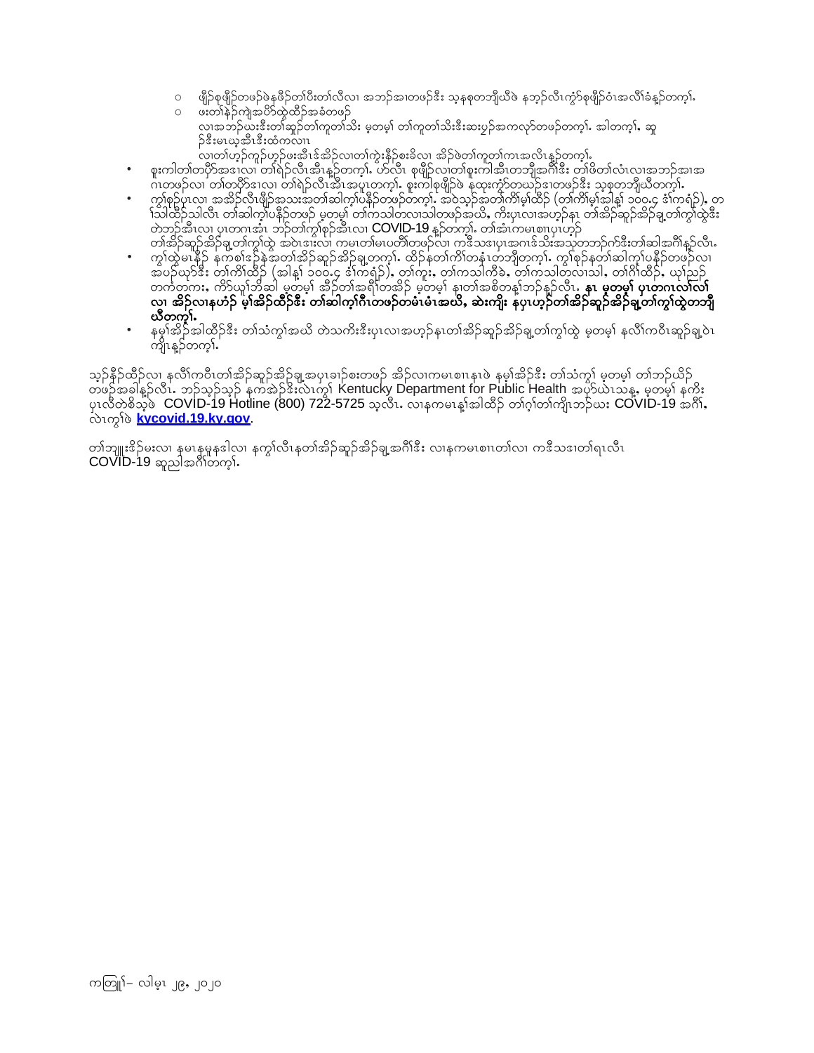- ဖျိဉ်စုဖျိဉ်တဖဉ်ဖဲနဖိဉ်တၢ်ပိးတၢ်လီလၢ အဘဉ်အၢတဖဉ်ဒီး သ့နစုတဘျီယီဖဲ နဘ့ဉ်လီၤကွံာ်စုဖျိဉ်ဝံၤအလိၢ်ခံန့ၣ်တက့ၢ်.
- ဖးတၢ်နဲဉ်ကျဲအပိဉ်ထွဲထီဉ်အခံတဖဉ် လၢအဘဉ်ဃးဒီးတၢ်ဆူဉ်တၢ်ကူတၢ်သိး မ့တမ့ၢ် တၢ်ကူတၢ်သိးဒီးဆးပှ့ဉ်အကလုာ်တဖဉ်တက့ၢ်. ခါတက့ၢ်, ဆူဉ်ဒီးမၤယ့အီၤဒီးထံကလၢၤ လၢတၢ်ဟ့ဉ်ကူဉ်ဟ့ဉ်ဖးအီၤဒ်အိဉ်လၢတၢ်ကွဲးနိဉ်စးခိလၢ အိဉ်ဖဲတၢ်ကူတၢ်ကၤအလိၤန့ၣ်တက့ၢ်.

- စူးကါတၢ်တပိာ်အဒၢလၢ တၢ်ရဲဉ်လီၤအီၤန့ၣ်တက့ၢ်. ဟ်လီၤ စုဖျိဉ်လၢတၢ်စူးကါအီၤတဘျီအဂီၢ်ဒီး တၢ်ဖိတၢ်လံၤလၢအဘဉ်အၢအၢ ဂၤတဖဉ်လၢ တၢ်တပိာ်ဒၢလၢ တၢ်ရဲဉ်လီၤအီၤအပူၤတက့ၢ်. စူးကါစုဖျိဉ်ဖဲ နထုးကွံာ်တဃဉ်ဒၢတဖဉ်ဒီး သ့စုတဘျီယီတက့ၢ်.
- ကွၢ်စုဉ်ပှၤလၢ အအိဉ်လီၤဖျိဉ်အသးအတၢ်ဆါကှၢ်ပနီဉ်တဖဉ်တက့ၢ်. အဝဲသ့ဉ်အတၢ်ကိၢ်မ့ၢ်ထိဉ် (တၢ်ကိၢ်မ့ၢ်ဒါန့ၢ် ၁၀၀.၄ ဒံၢ်ကရံဉ်), တၢ်သါထီဉ်သါလီၤ တၢ်ဆါကှၢ်ပနီဉ်တဖဉ် မ့တမ့ၢ် တၢ်ကသါတလၢသါတဖဉ်အယိ, ကီးပှၤလၢအဟ့ဉ်နၤ တၢ်အိဉ်ဆူဉ်အိဉ်ချ့တၢ်ကွၢ်ထွဲဒီး တဲဘဉ်အီၤလၢ ပှၤတဂၤအံၤ ဘဉ်တၢ်ကွၢ်စုဉ်အီၤလၢ COVID-19 န့ၣ်တက့ၢ်. တၢ်အံၤကမၤစၢၤပှၤဟ့ဉ် တၢ်အိဉ်ဆူဉ်အိဉ်ချ့တၢ်ကွၢ်ထွဲ အဝဲၤဒၢးလၢ ကမၤတၢ်မၤပတီၢ်တဖဉ်လၢ ကဒီသဒၢပှၤအဂၤဒ်သိးအသ့တဘဉ်က်ဒီးတၢ်ဆါအဂီၢ်န့ၣ်လီၤ.
- ကွၢ်ထွဲမၤနိဉ် နကစၢ်ဒဉ်နဲအတၢ်အိဉ်ဆူဉ်အိဉ်ချ့တက့ၢ်. ထိဉ်နတၢ်ကိၢ်တနံၤတဘျီတက့ၢ်. ကွၢ်စုဉ်နတၢ်ဆါကှၢ်ပနီဉ်တဖဉ်လၢ အပဉ်ဃုာ်ဒီး တၢ်ကိၢ်ထိဉ် (ဒါန့ၢ် ၁၀၀.၄ ဒံၢ်ကရံဉ်), တၢ်ကူး, တၢ်ကသါကီခဲ, တၢ်ကသါတလၢသါ, တၢ်ဂိၢ်ထိဉ်, ယ့ၢ်ညဉ် တကတကး, ကိဉ်ယုၢ်ဘံဆါ မ့တမ့ၢ် အီဉ်တၢ်အရိၢ်တအိဉ် မ့တမ့ၢ် နၢတၢ်အစိတနၢ်ဘဉ်နဉ်လီၤ. **နၤ မ့တမ့ၢ် ပှၤတဂၤလၢ်လၢ် လၢ အိဉ်လၢနဟံဉ် မ့ၢ်အိဉ်ထီဉ်ဒီး တၢ်ဆါကှၢ်ဂၢ်တဖဉ်တမံၤမံၤအယိ, ဆဲးကျိး နပှၤဟ့ဉ်တၢ်အိဉ်ဆူဉ်အိဉ်ချ့တၢ်ကွၢ်ထွဲတဘျီ ယီတက့ၢ်.**
- နမ့ၢ်အိဉ်ဒါထိဉ်ဒီး တၢ်သံကွၢ်အယိ တဲသကိးဒီးပှၤလၢအဟ့ဉ်နၤတၢ်အိဉ်ဆူဉ်အိဉ်ချ့တၢ်ကွၢ်ထွဲ မ့တမ့ၢ် နလိၢ်ကဝီၤဆူဉ်ချ့ဝဲၤကျိၤန့ၣ်တက့ၢ်.

သ့ဉ်နိဉ်ထိဉ်လၢ နလိၢ်ကဝီၤတၢ်အိဉ်ဆူဉ်အိဉ်ချ့အပှၤခၢဉ်စးတဖဉ် အိဉ်လၢကမၤစၢၤနၤဖဲ နမ့ၢ်အိဉ်ဒီး တၢ်သံကွၢ် မ့တမ့ၢ် တၢ်ဘဉ်ယိဉ် တဖဉ်အခါန့ၣ်လီၤ. ဘဉ်သ့ဉ်သ့ဉ် နကအဲဉ်ဒိးလဲၤကွၢ် Kentucky Department for Public Health အပှာ်ယဲၤသန့ မ့တမ့ၢ် နကိးပှၤလီတဲစိသ့ဖဲ COVID-19 Hotline (800) 722-5725 သ့လီၤ. လၢနကမၤန့ၢ်အါထိဉ် တၢ်ဂ့ၢ်တၢ်ကျိၤဘဉ်ဃး COVID-19 အဂီၢ်, လဲၤကွၢ်ဖဲ **[kycovid.19.ky.gov](https://kycovid19.ky.gov)**.

တၢ်ဘျုးဒိဉ်မးလၢ နမၤနမ့နဒါလၢ နကွၢ်လီၤနတၢ်အိဉ်ဆူဉ်အိဉ်ချ့အဂီၢ်ဒီး လၢနကမၤစၢၤတၢ်လၢ ကဒီသဒၢတၢ်ရၤလီၤ COVID-19 ဆူညါအဂီၢ်တက့ၢ်.

ကတြူၢ်– လါမ့ၤ ၂၉, ၂၀၂၀